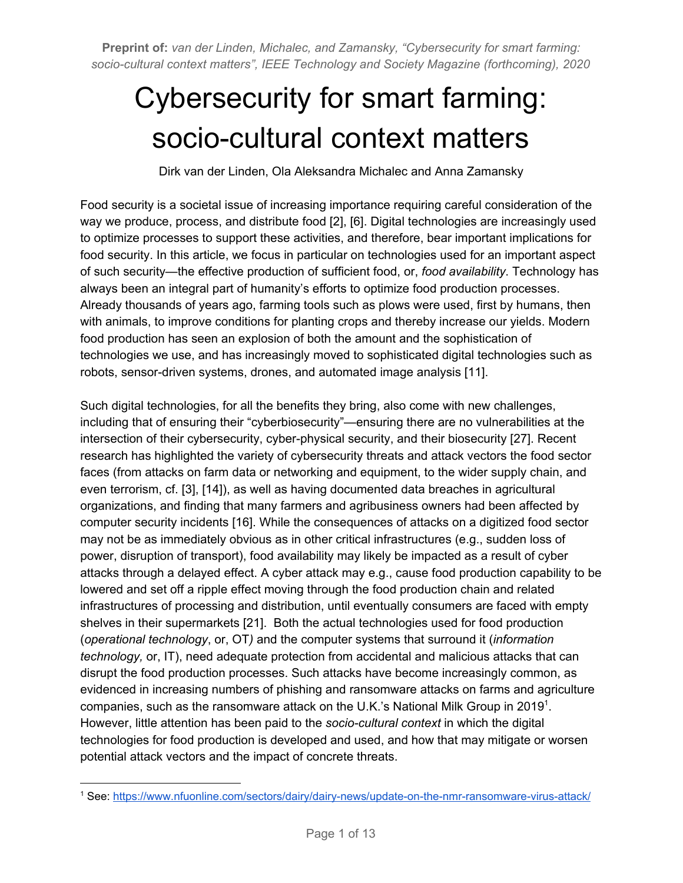**Preprint of:** *van der Linden, Michalec, and Zamansky, "Cybersecurity for smart farming: socio-cultural context matters", IEEE Technology and Society Magazine (forthcoming), 2020*

# Cybersecurity for smart farming: socio-cultural context matters

Dirk van der Linden, Ola Aleksandra Michalec and Anna Zamansky

Food security is a societal issue of increasing importance requiring careful consideration of the way we produce, process, and distribute food [2], [6]. Digital technologies are increasingly used to optimize processes to support these activities, and therefore, bear important implications for food security. In this article, we focus in particular on technologies used for an important aspect of such security—the effective production of sufficient food, or, *food availability*. Technology has always been an integral part of humanity's efforts to optimize food production processes. Already thousands of years ago, farming tools such as plows were used, first by humans, then with animals, to improve conditions for planting crops and thereby increase our yields. Modern food production has seen an explosion of both the amount and the sophistication of technologies we use, and has increasingly moved to sophisticated digital technologies such as robots, sensor-driven systems, drones, and automated image analysis [11].

Such digital technologies, for all the benefits they bring, also come with new challenges, including that of ensuring their "cyberbiosecurity"—ensuring there are no vulnerabilities at the intersection of their cybersecurity, cyber-physical security, and their biosecurity [27]. Recent research has highlighted the variety of cybersecurity threats and attack vectors the food sector faces (from attacks on farm data or networking and equipment, to the wider supply chain, and even terrorism, cf. [3], [14]), as well as having documented data breaches in agricultural organizations, and finding that many farmers and agribusiness owners had been affected by computer security incidents [16]. While the consequences of attacks on a digitized food sector may not be as immediately obvious as in other critical infrastructures (e.g., sudden loss of power, disruption of transport), food availability may likely be impacted as a result of cyber attacks through a delayed effect. A cyber attack may e.g., cause food production capability to be lowered and set off a ripple effect moving through the food production chain and related infrastructures of processing and distribution, until eventually consumers are faced with empty shelves in their supermarkets [21]. Both the actual technologies used for food production (*operational technology*, or, OT*)* and the computer systems that surround it (*information technology,* or, IT), need adequate protection from accidental and malicious attacks that can disrupt the food production processes. Such attacks have become increasingly common, as evidenced in increasing numbers of phishing and ransomware attacks on farms and agriculture companies, such as the ransomware attack on the U.K.'s National Milk Group in 2019[1]. However, little attention has been paid to the *socio-cultural context* in which the digital technologies for food production is developed and used, and how that may mitigate or worsen potential attack vectors and the impact of concrete threats.

[1] See: https://www.nfuonline.com/sectors/dairy/dairy-news/update-on-the-nmr-ransomware-virus-attack/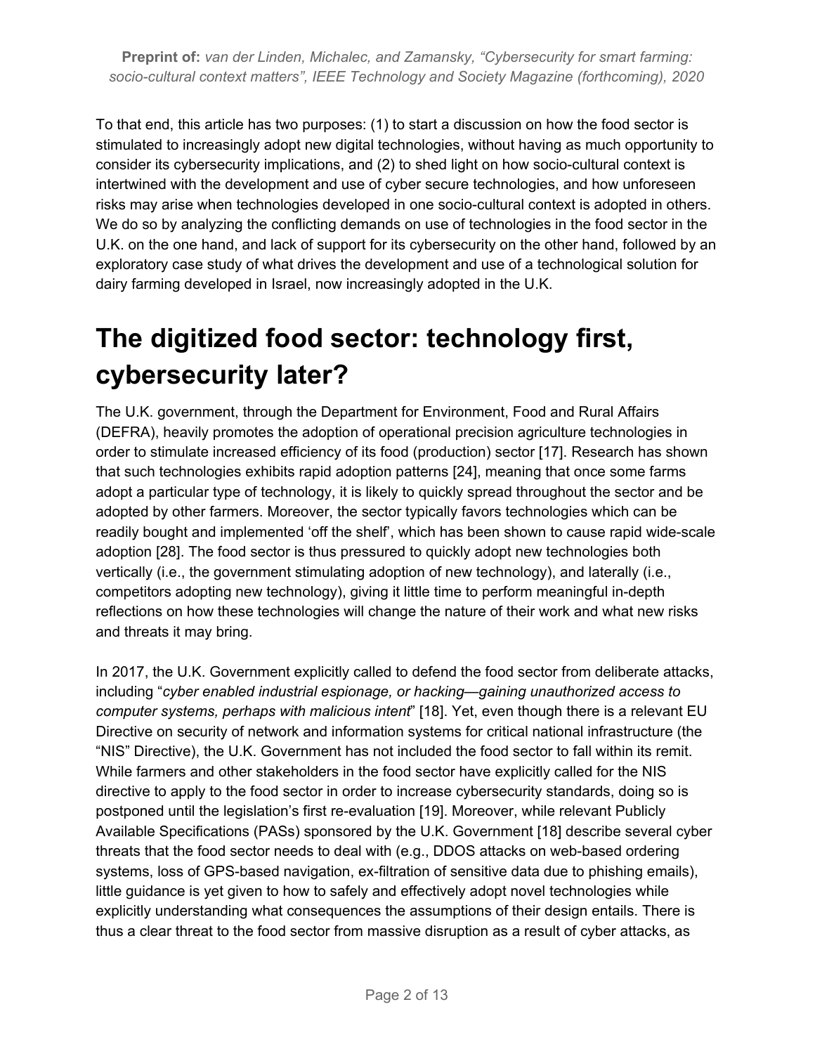To that end, this article has two purposes: (1) to start a discussion on how the food sector is stimulated to increasingly adopt new digital technologies, without having as much opportunity to consider its cybersecurity implications, and (2) to shed light on how socio-cultural context is intertwined with the development and use of cyber secure technologies, and how unforeseen risks may arise when technologies developed in one socio-cultural context is adopted in others. We do so by analyzing the conflicting demands on use of technologies in the food sector in the U.K. on the one hand, and lack of support for its cybersecurity on the other hand, followed by an exploratory case study of what drives the development and use of a technological solution for dairy farming developed in Israel, now increasingly adopted in the U.K.

# The digitized food sector: technology first, cybersecurity later?

The U.K. government, through the Department for Environment, Food and Rural Affairs (DEFRA), heavily promotes the adoption of operational precision agriculture technologies in order to stimulate increased efficiency of its food (production) sector [17]. Research has shown that such technologies exhibits rapid adoption patterns [24], meaning that once some farms adopt a particular type of technology, it is likely to quickly spread throughout the sector and be adopted by other farmers. Moreover, the sector typically favors technologies which can be readily bought and implemented 'off the shelf', which has been shown to cause rapid wide-scale adoption [28]. The food sector is thus pressured to quickly adopt new technologies both vertically (i.e., the government stimulating adoption of new technology), and laterally (i.e., competitors adopting new technology), giving it little time to perform meaningful in-depth reflections on how these technologies will change the nature of their work and what new risks and threats it may bring.

In 2017, the U.K. Government explicitly called to defend the food sector from deliberate attacks, including "*cyber enabled industrial espionage, or hacking—gaining unauthorized access to computer systems, perhaps with malicious intent*" [18]. Yet, even though there is a relevant EU Directive on security of network and information systems for critical national infrastructure (the "NIS" Directive), the U.K. Government has not included the food sector to fall within its remit. While farmers and other stakeholders in the food sector have explicitly called for the NIS directive to apply to the food sector in order to increase cybersecurity standards, doing so is postponed until the legislation's first re-evaluation [19]. Moreover, while relevant Publicly Available Specifications (PASs) sponsored by the U.K. Government [18] describe several cyber threats that the food sector needs to deal with (e.g., DDOS attacks on web-based ordering systems, loss of GPS-based navigation, ex-filtration of sensitive data due to phishing emails), little guidance is yet given to how to safely and effectively adopt novel technologies while explicitly understanding what consequences the assumptions of their design entails. There is thus a clear threat to the food sector from massive disruption as a result of cyber attacks, as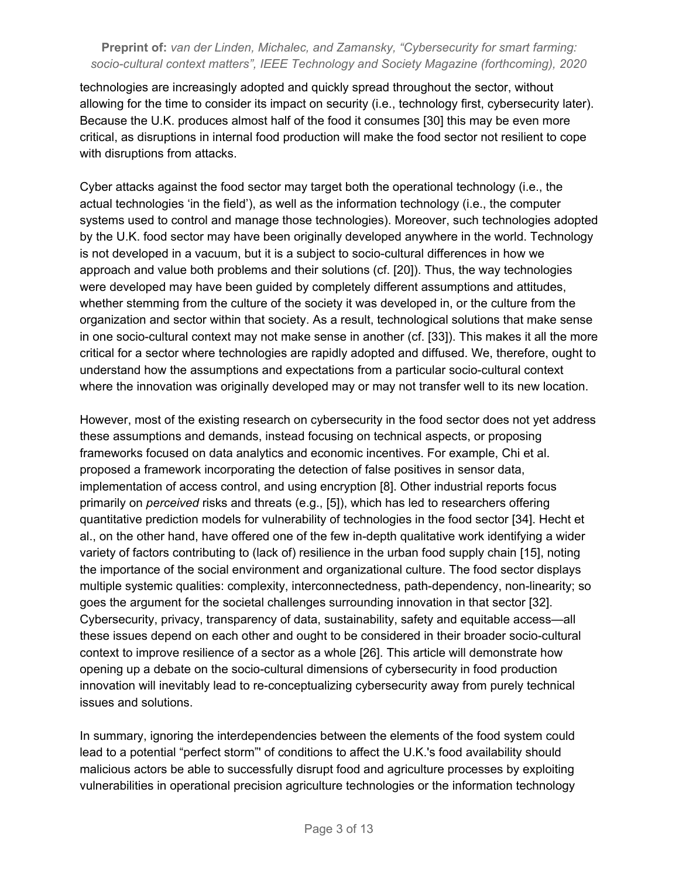technologies are increasingly adopted and quickly spread throughout the sector, without allowing for the time to consider its impact on security (i.e., technology first, cybersecurity later). Because the U.K. produces almost half of the food it consumes [30] this may be even more critical, as disruptions in internal food production will make the food sector not resilient to cope with disruptions from attacks.

Cyber attacks against the food sector may target both the operational technology (i.e., the actual technologies 'in the field'), as well as the information technology (i.e., the computer systems used to control and manage those technologies). Moreover, such technologies adopted by the U.K. food sector may have been originally developed anywhere in the world. Technology is not developed in a vacuum, but it is a subject to socio-cultural differences in how we approach and value both problems and their solutions (cf. [20]). Thus, the way technologies were developed may have been guided by completely different assumptions and attitudes, whether stemming from the culture of the society it was developed in, or the culture from the organization and sector within that society. As a result, technological solutions that make sense in one socio-cultural context may not make sense in another (cf. [33]). This makes it all the more critical for a sector where technologies are rapidly adopted and diffused. We, therefore, ought to understand how the assumptions and expectations from a particular socio-cultural context where the innovation was originally developed may or may not transfer well to its new location.

However, most of the existing research on cybersecurity in the food sector does not yet address these assumptions and demands, instead focusing on technical aspects, or proposing frameworks focused on data analytics and economic incentives. For example, Chi et al. proposed a framework incorporating the detection of false positives in sensor data, implementation of access control, and using encryption [8]. Other industrial reports focus primarily on *perceived* risks and threats (e.g., [5]), which has led to researchers offering quantitative prediction models for vulnerability of technologies in the food sector [34]. Hecht et al., on the other hand, have offered one of the few in-depth qualitative work identifying a wider variety of factors contributing to (lack of) resilience in the urban food supply chain [15], noting the importance of the social environment and organizational culture. The food sector displays multiple systemic qualities: complexity, interconnectedness, path-dependency, non-linearity; so goes the argument for the societal challenges surrounding innovation in that sector [32]. Cybersecurity, privacy, transparency of data, sustainability, safety and equitable access—all these issues depend on each other and ought to be considered in their broader socio-cultural context to improve resilience of a sector as a whole [26]. This article will demonstrate how opening up a debate on the socio-cultural dimensions of cybersecurity in food production innovation will inevitably lead to re-conceptualizing cybersecurity away from purely technical issues and solutions.

In summary, ignoring the interdependencies between the elements of the food system could lead to a potential "perfect storm"' of conditions to affect the U.K.'s food availability should malicious actors be able to successfully disrupt food and agriculture processes by exploiting vulnerabilities in operational precision agriculture technologies or the information technology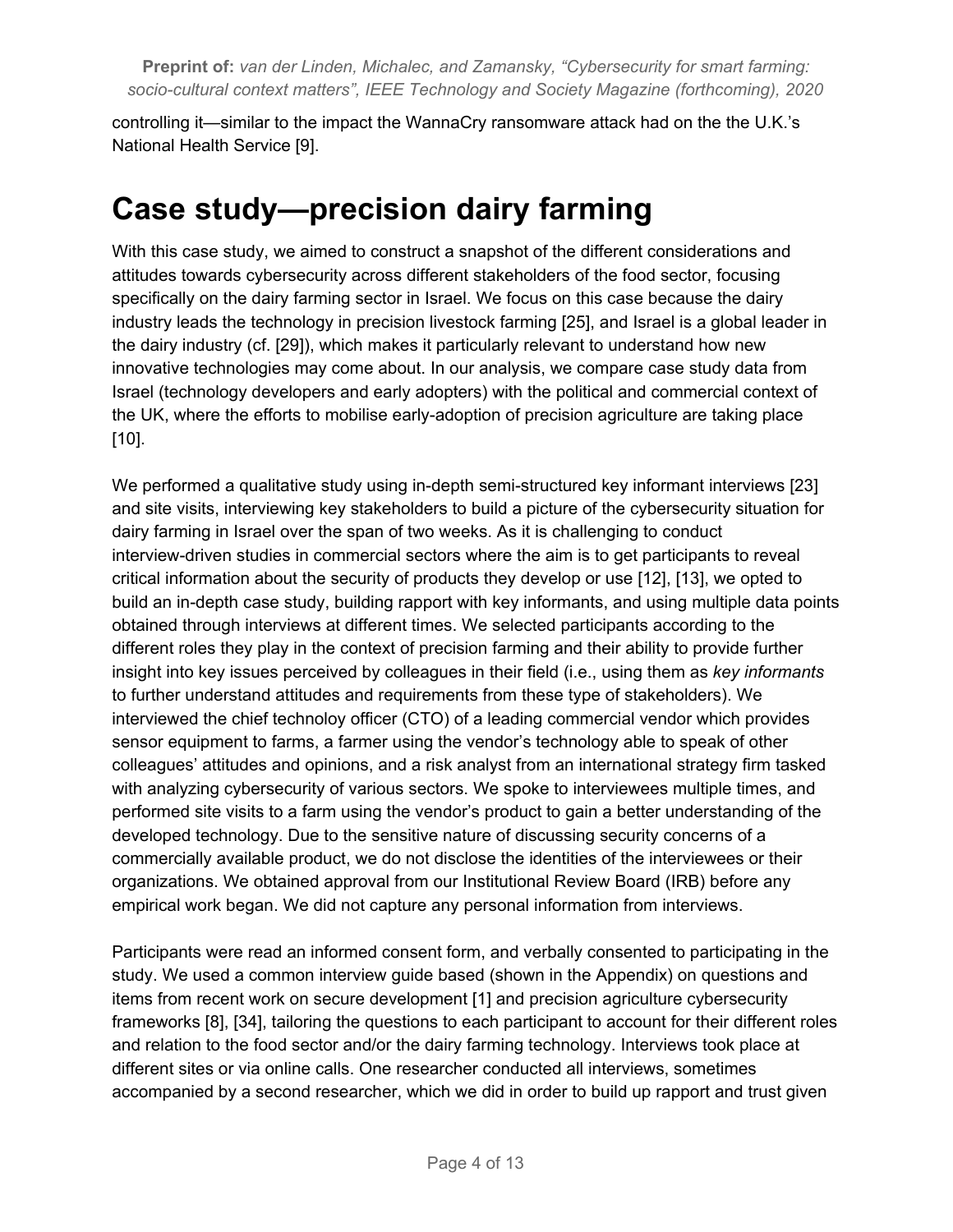controlling it—similar to the impact the WannaCry ransomware attack had on the the U.K.'s National Health Service [9].

# Case study—precision dairy farming

With this case study, we aimed to construct a snapshot of the different considerations and attitudes towards cybersecurity across different stakeholders of the food sector, focusing specifically on the dairy farming sector in Israel. We focus on this case because the dairy industry leads the technology in precision livestock farming [25], and Israel is a global leader in the dairy industry (cf. [29]), which makes it particularly relevant to understand how new innovative technologies may come about. In our analysis, we compare case study data from Israel (technology developers and early adopters) with the political and commercial context of the UK, where the efforts to mobilise early-adoption of precision agriculture are taking place [10].

We performed a qualitative study using in-depth semi-structured key informant interviews [23] and site visits, interviewing key stakeholders to build a picture of the cybersecurity situation for dairy farming in Israel over the span of two weeks. As it is challenging to conduct interview-driven studies in commercial sectors where the aim is to get participants to reveal critical information about the security of products they develop or use [12], [13], we opted to build an in-depth case study, building rapport with key informants, and using multiple data points obtained through interviews at different times. We selected participants according to the different roles they play in the context of precision farming and their ability to provide further insight into key issues perceived by colleagues in their field (i.e., using them as *key informants* to further understand attitudes and requirements from these type of stakeholders). We interviewed the chief technoloy officer (CTO) of a leading commercial vendor which provides sensor equipment to farms, a farmer using the vendor's technology able to speak of other colleagues' attitudes and opinions, and a risk analyst from an international strategy firm tasked with analyzing cybersecurity of various sectors. We spoke to interviewees multiple times, and performed site visits to a farm using the vendor's product to gain a better understanding of the developed technology. Due to the sensitive nature of discussing security concerns of a commercially available product, we do not disclose the identities of the interviewees or their organizations. We obtained approval from our Institutional Review Board (IRB) before any empirical work began. We did not capture any personal information from interviews.

Participants were read an informed consent form, and verbally consented to participating in the study. We used a common interview guide based (shown in the Appendix) on questions and items from recent work on secure development [1] and precision agriculture cybersecurity frameworks [8], [34], tailoring the questions to each participant to account for their different roles and relation to the food sector and/or the dairy farming technology. Interviews took place at different sites or via online calls. One researcher conducted all interviews, sometimes accompanied by a second researcher, which we did in order to build up rapport and trust given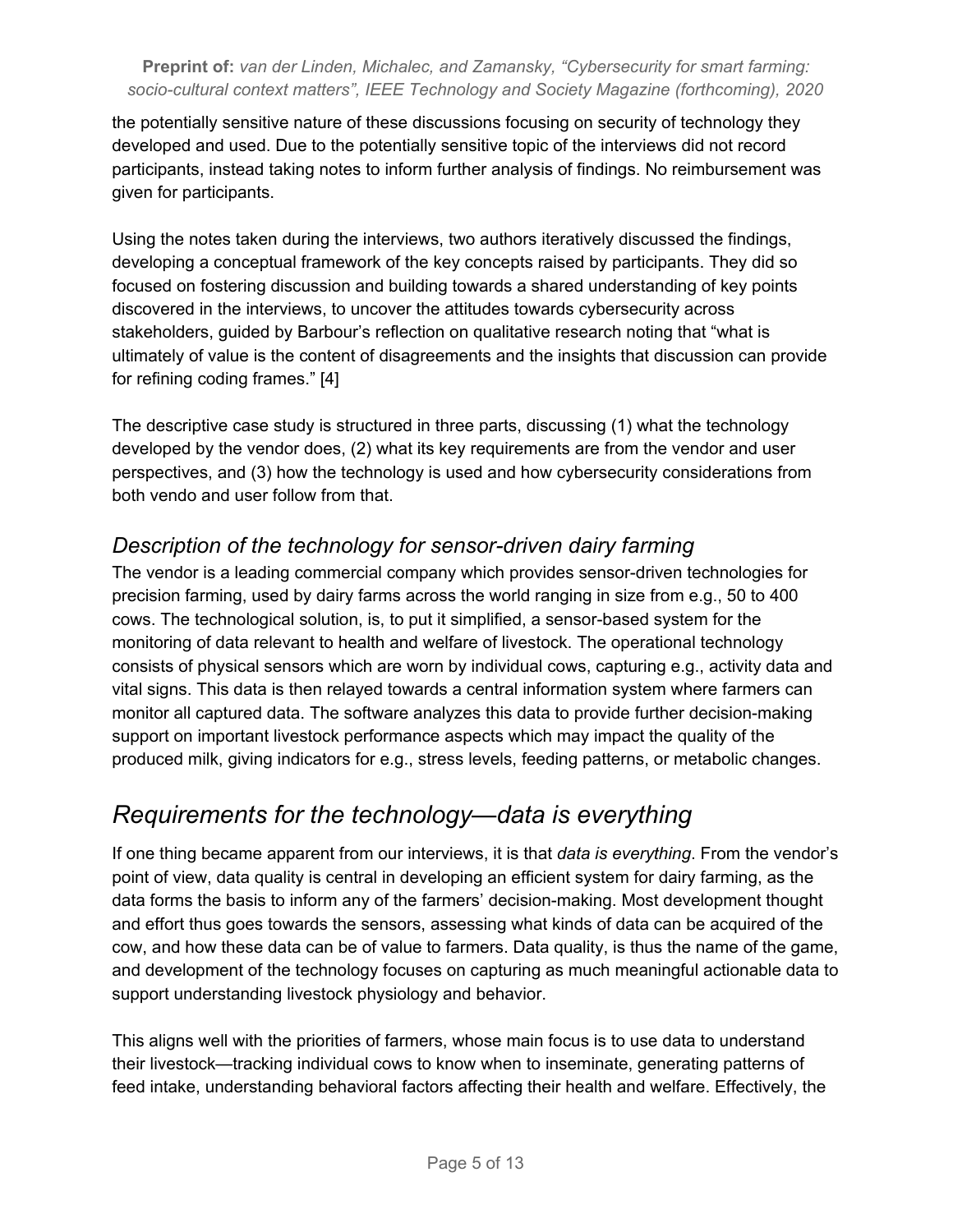the potentially sensitive nature of these discussions focusing on security of technology they developed and used. Due to the potentially sensitive topic of the interviews did not record participants, instead taking notes to inform further analysis of findings. No reimbursement was given for participants.

Using the notes taken during the interviews, two authors iteratively discussed the findings, developing a conceptual framework of the key concepts raised by participants. They did so focused on fostering discussion and building towards a shared understanding of key points discovered in the interviews, to uncover the attitudes towards cybersecurity across stakeholders, guided by Barbour's reflection on qualitative research noting that "what is ultimately of value is the content of disagreements and the insights that discussion can provide for refining coding frames." [4]

The descriptive case study is structured in three parts, discussing (1) what the technology developed by the vendor does, (2) what its key requirements are from the vendor and user perspectives, and (3) how the technology is used and how cybersecurity considerations from both vendo and user follow from that.

### *Description of the technology for sensor-driven dairy farming*

The vendor is a leading commercial company which provides sensor-driven technologies for precision farming, used by dairy farms across the world ranging in size from e.g., 50 to 400 cows. The technological solution, is, to put it simplified, a sensor-based system for the monitoring of data relevant to health and welfare of livestock. The operational technology consists of physical sensors which are worn by individual cows, capturing e.g., activity data and vital signs. This data is then relayed towards a central information system where farmers can monitor all captured data. The software analyzes this data to provide further decision-making support on important livestock performance aspects which may impact the quality of the produced milk, giving indicators for e.g., stress levels, feeding patterns, or metabolic changes.

## *Requirements for the technology—data is everything*

If one thing became apparent from our interviews, it is that *data is everything*. From the vendor's point of view, data quality is central in developing an efficient system for dairy farming, as the data forms the basis to inform any of the farmers' decision-making. Most development thought and effort thus goes towards the sensors, assessing what kinds of data can be acquired of the cow, and how these data can be of value to farmers. Data quality, is thus the name of the game, and development of the technology focuses on capturing as much meaningful actionable data to support understanding livestock physiology and behavior.

This aligns well with the priorities of farmers, whose main focus is to use data to understand their livestock—tracking individual cows to know when to inseminate, generating patterns of feed intake, understanding behavioral factors affecting their health and welfare. Effectively, the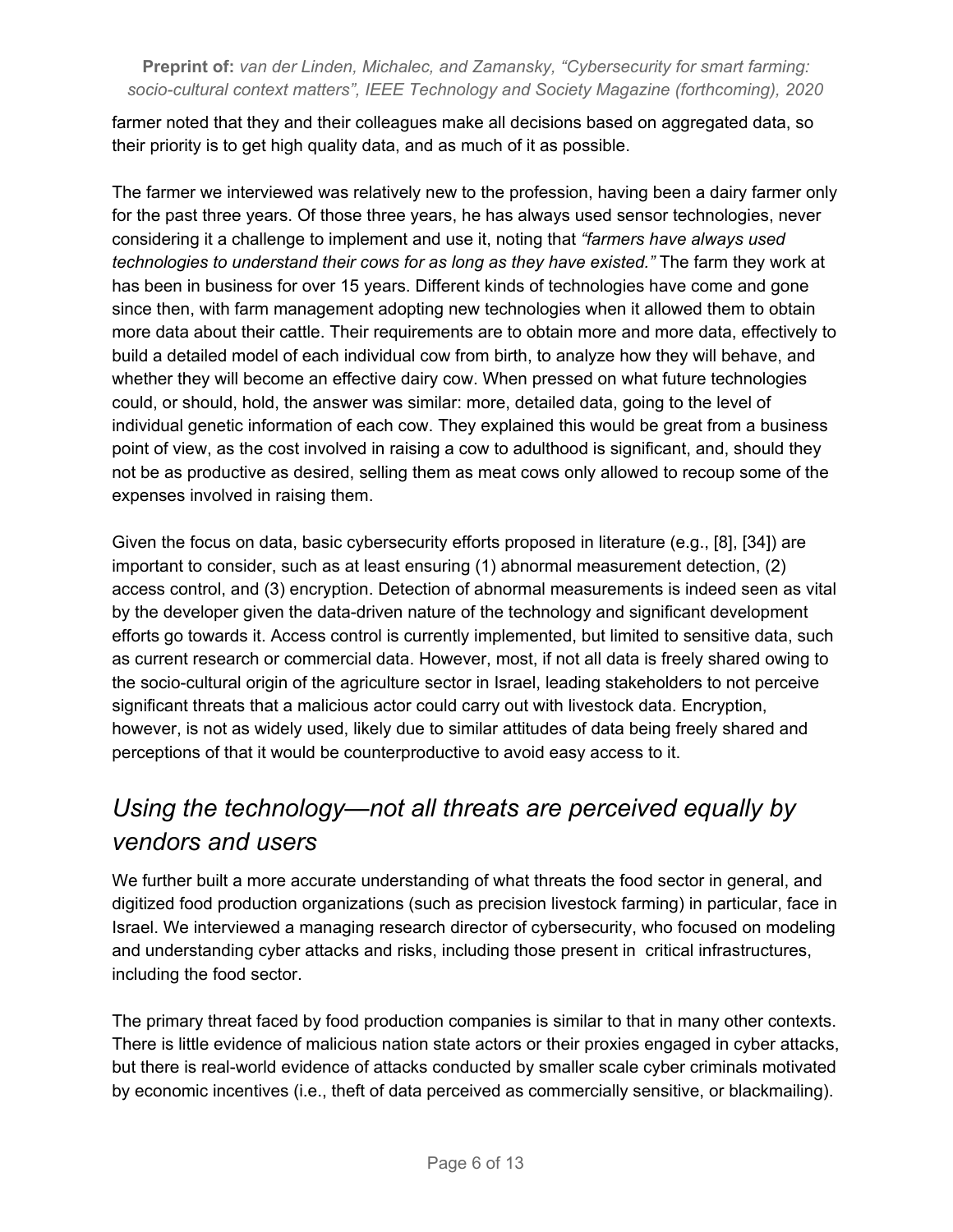farmer noted that they and their colleagues make all decisions based on aggregated data, so their priority is to get high quality data, and as much of it as possible.

The farmer we interviewed was relatively new to the profession, having been a dairy farmer only for the past three years. Of those three years, he has always used sensor technologies, never considering it a challenge to implement and use it, noting that *"farmers have always used technologies to understand their cows for as long as they have existed."* The farm they work at has been in business for over 15 years. Different kinds of technologies have come and gone since then, with farm management adopting new technologies when it allowed them to obtain more data about their cattle. Their requirements are to obtain more and more data, effectively to build a detailed model of each individual cow from birth, to analyze how they will behave, and whether they will become an effective dairy cow. When pressed on what future technologies could, or should, hold, the answer was similar: more, detailed data, going to the level of individual genetic information of each cow. They explained this would be great from a business point of view, as the cost involved in raising a cow to adulthood is significant, and, should they not be as productive as desired, selling them as meat cows only allowed to recoup some of the expenses involved in raising them.

Given the focus on data, basic cybersecurity efforts proposed in literature (e.g., [8], [34]) are important to consider, such as at least ensuring (1) abnormal measurement detection, (2) access control, and (3) encryption. Detection of abnormal measurements is indeed seen as vital by the developer given the data-driven nature of the technology and significant development efforts go towards it. Access control is currently implemented, but limited to sensitive data, such as current research or commercial data. However, most, if not all data is freely shared owing to the socio-cultural origin of the agriculture sector in Israel, leading stakeholders to not perceive significant threats that a malicious actor could carry out with livestock data. Encryption, however, is not as widely used, likely due to similar attitudes of data being freely shared and perceptions of that it would be counterproductive to avoid easy access to it.

## *Using the technology—not all threats are perceived equally by vendors and users*

We further built a more accurate understanding of what threats the food sector in general, and digitized food production organizations (such as precision livestock farming) in particular, face in Israel. We interviewed a managing research director of cybersecurity, who focused on modeling and understanding cyber attacks and risks, including those present in critical infrastructures, including the food sector.

The primary threat faced by food production companies is similar to that in many other contexts. There is little evidence of malicious nation state actors or their proxies engaged in cyber attacks, but there is real-world evidence of attacks conducted by smaller scale cyber criminals motivated by economic incentives (i.e., theft of data perceived as commercially sensitive, or blackmailing).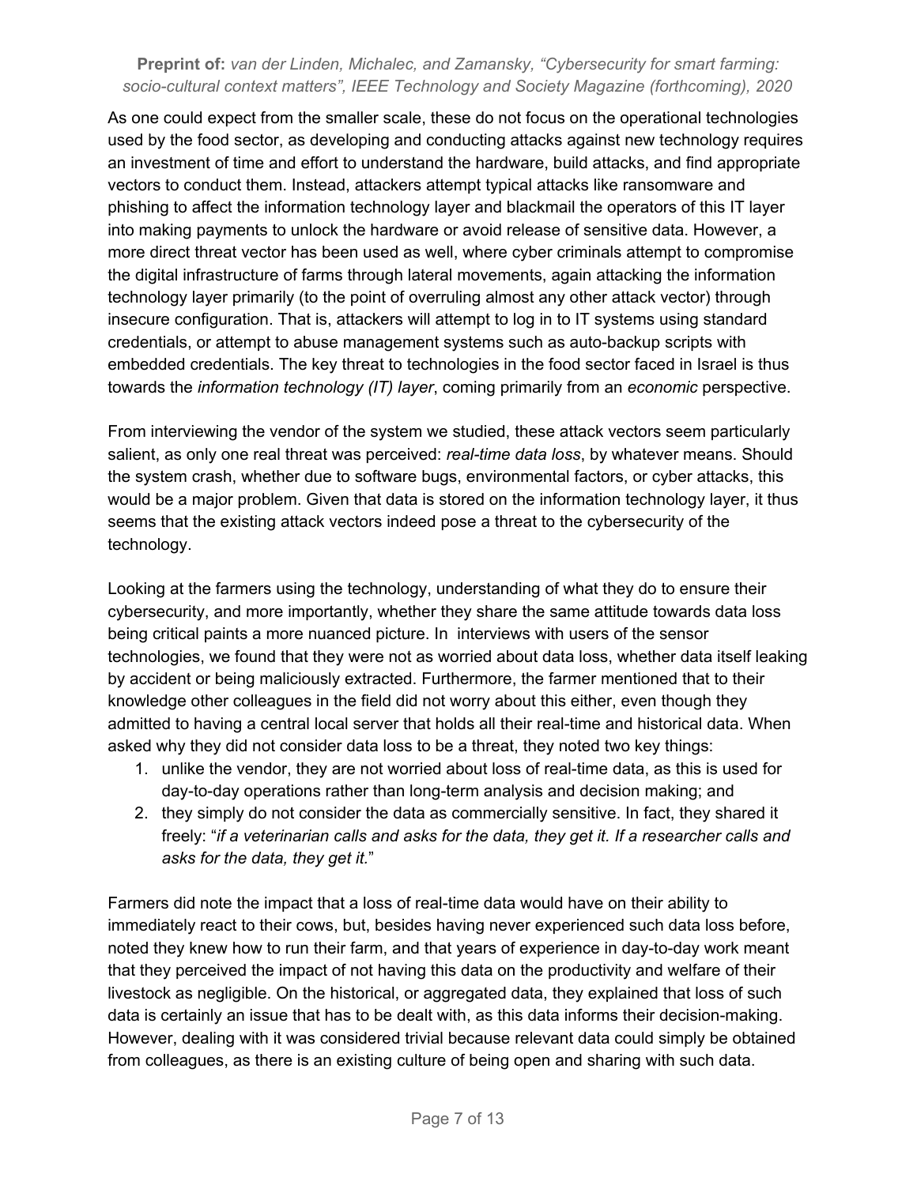As one could expect from the smaller scale, these do not focus on the operational technologies used by the food sector, as developing and conducting attacks against new technology requires an investment of time and effort to understand the hardware, build attacks, and find appropriate vectors to conduct them. Instead, attackers attempt typical attacks like ransomware and phishing to affect the information technology layer and blackmail the operators of this IT layer into making payments to unlock the hardware or avoid release of sensitive data. However, a more direct threat vector has been used as well, where cyber criminals attempt to compromise the digital infrastructure of farms through lateral movements, again attacking the information technology layer primarily (to the point of overruling almost any other attack vector) through insecure configuration. That is, attackers will attempt to log in to IT systems using standard credentials, or attempt to abuse management systems such as auto-backup scripts with embedded credentials. The key threat to technologies in the food sector faced in Israel is thus towards the *information technology (IT) layer*, coming primarily from an *economic* perspective.

From interviewing the vendor of the system we studied, these attack vectors seem particularly salient, as only one real threat was perceived: *real-time data loss*, by whatever means. Should the system crash, whether due to software bugs, environmental factors, or cyber attacks, this would be a major problem. Given that data is stored on the information technology layer, it thus seems that the existing attack vectors indeed pose a threat to the cybersecurity of the technology.

Looking at the farmers using the technology, understanding of what they do to ensure their cybersecurity, and more importantly, whether they share the same attitude towards data loss being critical paints a more nuanced picture. In interviews with users of the sensor technologies, we found that they were not as worried about data loss, whether data itself leaking by accident or being maliciously extracted. Furthermore, the farmer mentioned that to their knowledge other colleagues in the field did not worry about this either, even though they admitted to having a central local server that holds all their real-time and historical data. When asked why they did not consider data loss to be a threat, they noted two key things:

1. unlike the vendor, they are not worried about loss of real-time data, as this is used for day-to-day operations rather than long-term analysis and decision making; and
2. they simply do not consider the data as commercially sensitive. In fact, they shared it freely: "*if a veterinarian calls and asks for the data, they get it. If a researcher calls and asks for the data, they get it.*"

Farmers did note the impact that a loss of real-time data would have on their ability to immediately react to their cows, but, besides having never experienced such data loss before, noted they knew how to run their farm, and that years of experience in day-to-day work meant that they perceived the impact of not having this data on the productivity and welfare of their livestock as negligible. On the historical, or aggregated data, they explained that loss of such data is certainly an issue that has to be dealt with, as this data informs their decision-making. However, dealing with it was considered trivial because relevant data could simply be obtained from colleagues, as there is an existing culture of being open and sharing with such data.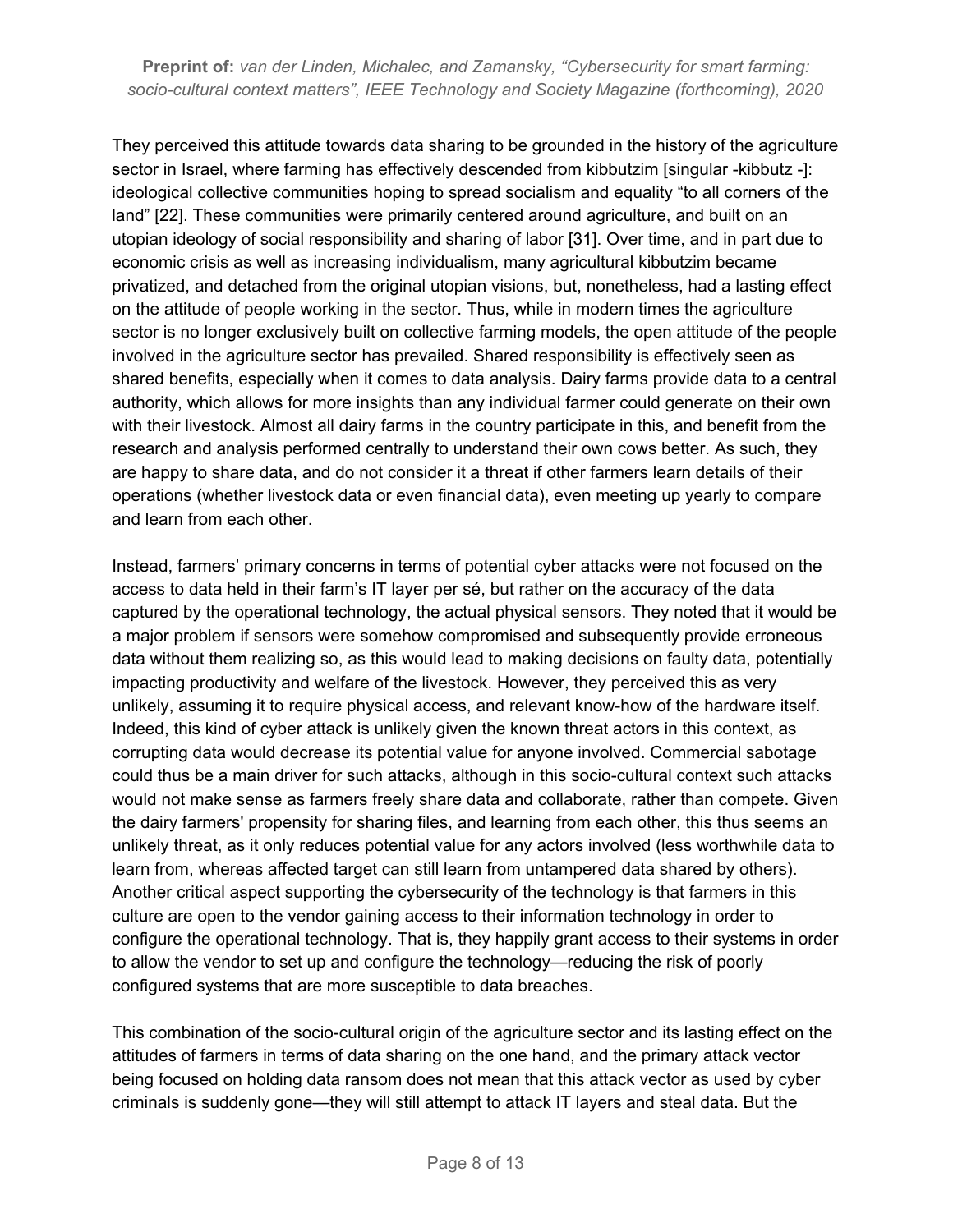They perceived this attitude towards data sharing to be grounded in the history of the agriculture sector in Israel, where farming has effectively descended from kibbutzim [singular -kibbutz -]: ideological collective communities hoping to spread socialism and equality “to all corners of the land” [22]. These communities were primarily centered around agriculture, and built on an utopian ideology of social responsibility and sharing of labor [31]. Over time, and in part due to economic crisis as well as increasing individualism, many agricultural kibbutzim became privatized, and detached from the original utopian visions, but, nonetheless, had a lasting effect on the attitude of people working in the sector. Thus, while in modern times the agriculture sector is no longer exclusively built on collective farming models, the open attitude of the people involved in the agriculture sector has prevailed. Shared responsibility is effectively seen as shared benefits, especially when it comes to data analysis. Dairy farms provide data to a central authority, which allows for more insights than any individual farmer could generate on their own with their livestock. Almost all dairy farms in the country participate in this, and benefit from the research and analysis performed centrally to understand their own cows better. As such, they are happy to share data, and do not consider it a threat if other farmers learn details of their operations (whether livestock data or even financial data), even meeting up yearly to compare and learn from each other.

Instead, farmers’ primary concerns in terms of potential cyber attacks were not focused on the access to data held in their farm’s IT layer per sé, but rather on the accuracy of the data captured by the operational technology, the actual physical sensors. They noted that it would be a major problem if sensors were somehow compromised and subsequently provide erroneous data without them realizing so, as this would lead to making decisions on faulty data, potentially impacting productivity and welfare of the livestock. However, they perceived this as very unlikely, assuming it to require physical access, and relevant know-how of the hardware itself. Indeed, this kind of cyber attack is unlikely given the known threat actors in this context, as corrupting data would decrease its potential value for anyone involved. Commercial sabotage could thus be a main driver for such attacks, although in this socio-cultural context such attacks would not make sense as farmers freely share data and collaborate, rather than compete. Given the dairy farmers' propensity for sharing files, and learning from each other, this thus seems an unlikely threat, as it only reduces potential value for any actors involved (less worthwhile data to learn from, whereas affected target can still learn from untampered data shared by others). Another critical aspect supporting the cybersecurity of the technology is that farmers in this culture are open to the vendor gaining access to their information technology in order to configure the operational technology. That is, they happily grant access to their systems in order to allow the vendor to set up and configure the technology—reducing the risk of poorly configured systems that are more susceptible to data breaches.

This combination of the socio-cultural origin of the agriculture sector and its lasting effect on the attitudes of farmers in terms of data sharing on the one hand, and the primary attack vector being focused on holding data ransom does not mean that this attack vector as used by cyber criminals is suddenly gone—they will still attempt to attack IT layers and steal data. But the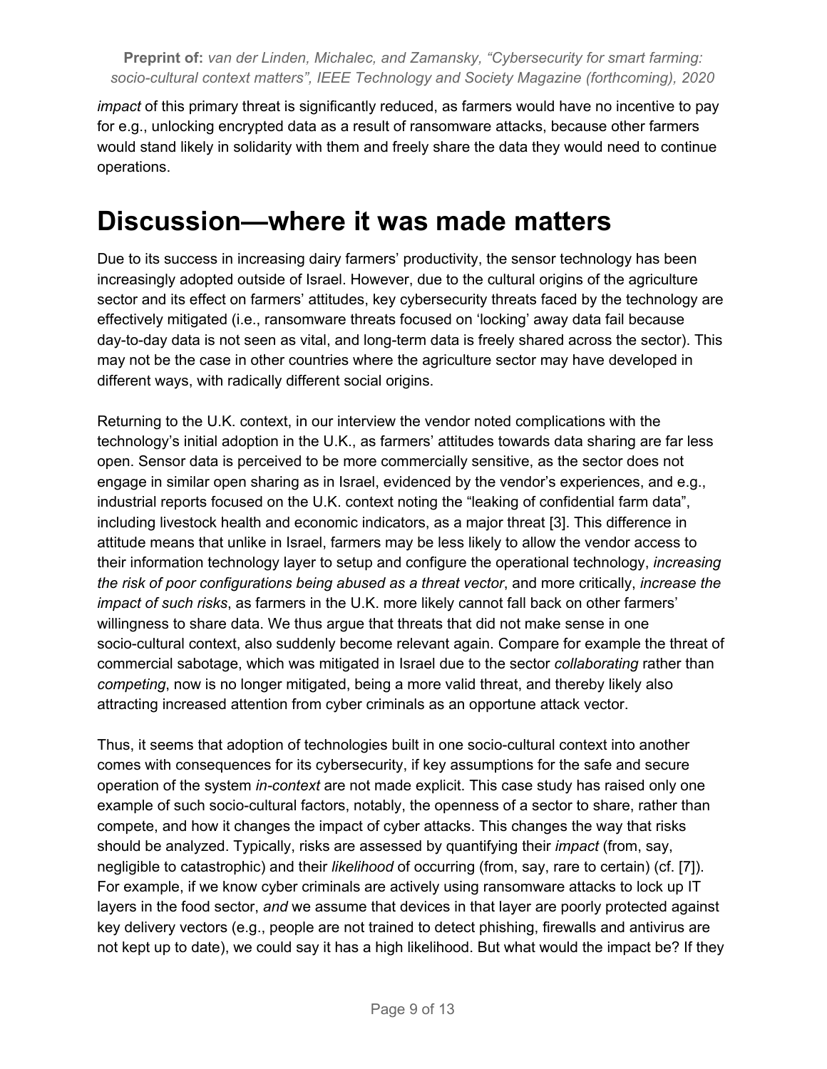*impact* of this primary threat is significantly reduced, as farmers would have no incentive to pay for e.g., unlocking encrypted data as a result of ransomware attacks, because other farmers would stand likely in solidarity with them and freely share the data they would need to continue operations.

# Discussion—where it was made matters

Due to its success in increasing dairy farmers' productivity, the sensor technology has been increasingly adopted outside of Israel. However, due to the cultural origins of the agriculture sector and its effect on farmers' attitudes, key cybersecurity threats faced by the technology are effectively mitigated (i.e., ransomware threats focused on 'locking' away data fail because day-to-day data is not seen as vital, and long-term data is freely shared across the sector). This may not be the case in other countries where the agriculture sector may have developed in different ways, with radically different social origins.

Returning to the U.K. context, in our interview the vendor noted complications with the technology's initial adoption in the U.K., as farmers' attitudes towards data sharing are far less open. Sensor data is perceived to be more commercially sensitive, as the sector does not engage in similar open sharing as in Israel, evidenced by the vendor's experiences, and e.g., industrial reports focused on the U.K. context noting the "leaking of confidential farm data", including livestock health and economic indicators, as a major threat [3]. This difference in attitude means that unlike in Israel, farmers may be less likely to allow the vendor access to their information technology layer to setup and configure the operational technology, *increasing the risk of poor configurations being abused as a threat vector*, and more critically, *increase the impact of such risks*, as farmers in the U.K. more likely cannot fall back on other farmers' willingness to share data. We thus argue that threats that did not make sense in one socio-cultural context, also suddenly become relevant again. Compare for example the threat of commercial sabotage, which was mitigated in Israel due to the sector *collaborating* rather than *competing*, now is no longer mitigated, being a more valid threat, and thereby likely also attracting increased attention from cyber criminals as an opportune attack vector.

Thus, it seems that adoption of technologies built in one socio-cultural context into another comes with consequences for its cybersecurity, if key assumptions for the safe and secure operation of the system *in-context* are not made explicit. This case study has raised only one example of such socio-cultural factors, notably, the openness of a sector to share, rather than compete, and how it changes the impact of cyber attacks. This changes the way that risks should be analyzed. Typically, risks are assessed by quantifying their *impact* (from, say, negligible to catastrophic) and their *likelihood* of occurring (from, say, rare to certain) (cf. [7]). For example, if we know cyber criminals are actively using ransomware attacks to lock up IT layers in the food sector, *and* we assume that devices in that layer are poorly protected against key delivery vectors (e.g., people are not trained to detect phishing, firewalls and antivirus are not kept up to date), we could say it has a high likelihood. But what would the impact be? If they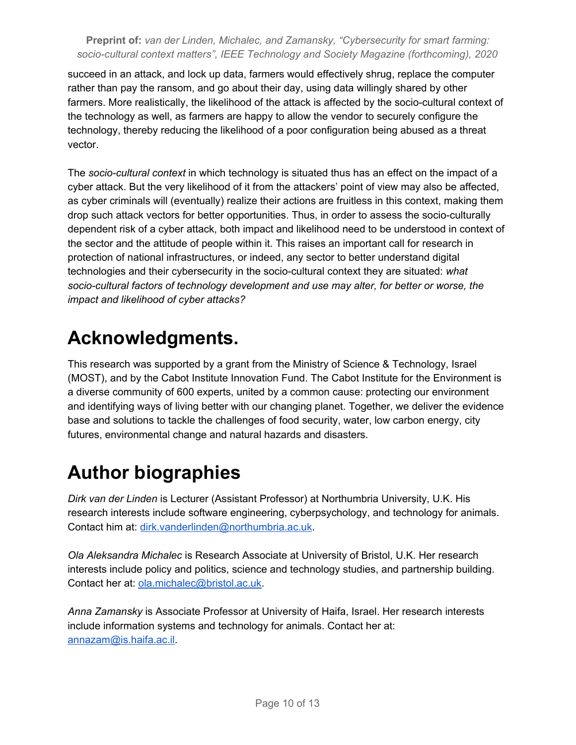succeed in an attack, and lock up data, farmers would effectively shrug, replace the computer rather than pay the ransom, and go about their day, using data willingly shared by other farmers. More realistically, the likelihood of the attack is affected by the socio-cultural context of the technology as well, as farmers are happy to allow the vendor to securely configure the technology, thereby reducing the likelihood of a poor configuration being abused as a threat vector.

The *socio-cultural context* in which technology is situated thus has an effect on the impact of a cyber attack. But the very likelihood of it from the attackers' point of view may also be affected, as cyber criminals will (eventually) realize their actions are fruitless in this context, making them drop such attack vectors for better opportunities. Thus, in order to assess the socio-culturally dependent risk of a cyber attack, both impact and likelihood need to be understood in context of the sector and the attitude of people within it. This raises an important call for research in protection of national infrastructures, or indeed, any sector to better understand digital technologies and their cybersecurity in the socio-cultural context they are situated: *what socio-cultural factors of technology development and use may alter, for better or worse, the impact and likelihood of cyber attacks?*

# Acknowledgments.

This research was supported by a grant from the Ministry of Science & Technology, Israel (MOST), and by the Cabot Institute Innovation Fund. The Cabot Institute for the Environment is a diverse community of 600 experts, united by a common cause: protecting our environment and identifying ways of living better with our changing planet. Together, we deliver the evidence base and solutions to tackle the challenges of food security, water, low carbon energy, city futures, environmental change and natural hazards and disasters.

# Author biographies

*Dirk van der Linden* is Lecturer (Assistant Professor) at Northumbria University, U.K. His research interests include software engineering, cyberpsychology, and technology for animals. Contact him at: dirk.vanderlinden@northumbria.ac.uk.

*Ola Aleksandra Michalec* is Research Associate at University of Bristol, U.K. Her research interests include policy and politics, science and technology studies, and partnership building. Contact her at: ola.michalec@bristol.ac.uk.

*Anna Zamansky* is Associate Professor at University of Haifa, Israel. Her research interests include information systems and technology for animals. Contact her at: annazam@is.haifa.ac.il.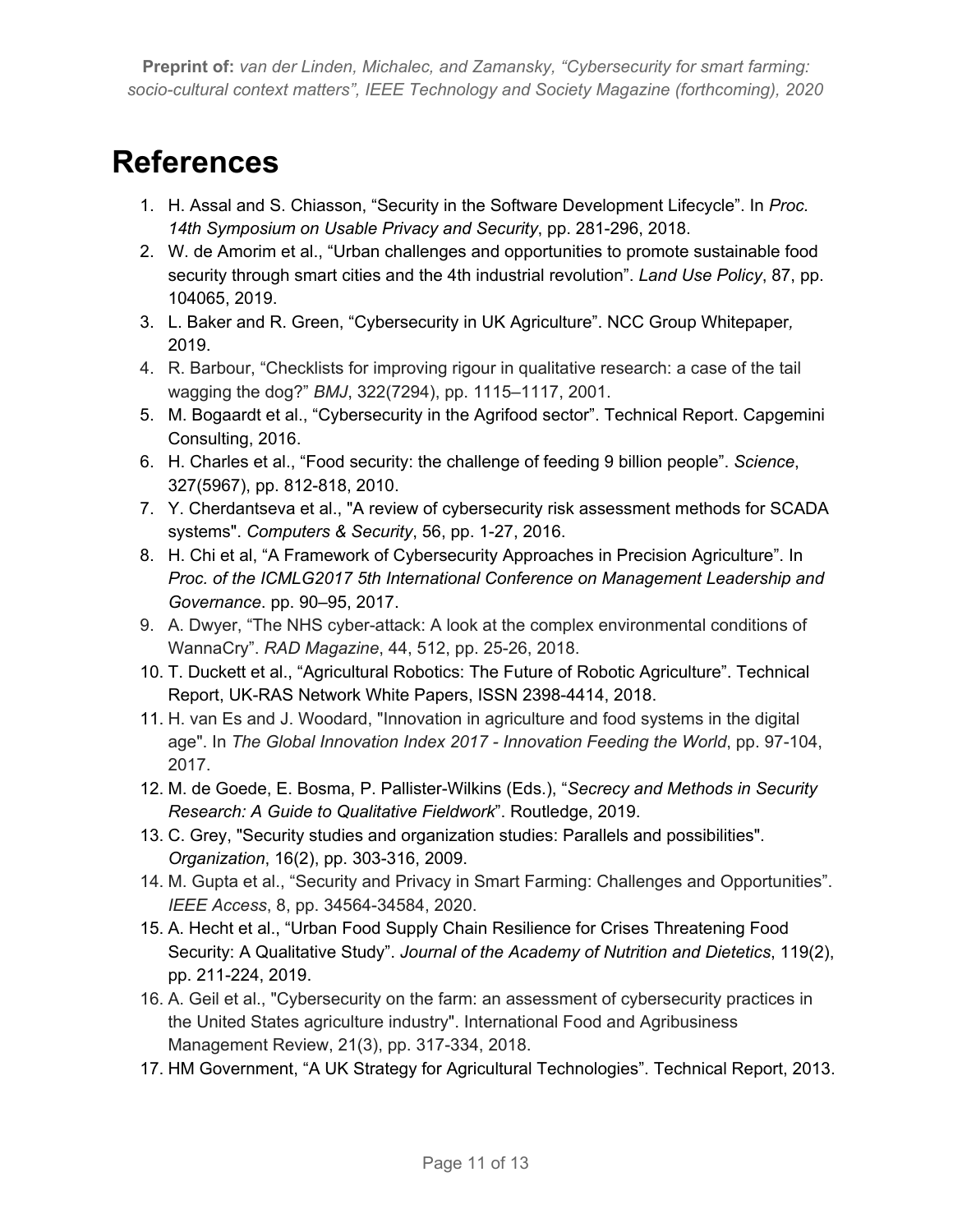# References

1. H. Assal and S. Chiasson, "Security in the Software Development Lifecycle". In *Proc. 14th Symposium on Usable Privacy and Security*, pp. 281-296, 2018.
2. W. de Amorim et al., "Urban challenges and opportunities to promote sustainable food security through smart cities and the 4th industrial revolution". *Land Use Policy*, 87, pp. 104065, 2019.
3. L. Baker and R. Green, "Cybersecurity in UK Agriculture". NCC Group Whitepaper*,* 2019.
4. R. Barbour, "Checklists for improving rigour in qualitative research: a case of the tail wagging the dog?" *BMJ*, 322(7294), pp. 1115–1117, 2001.
5. M. Bogaardt et al., "Cybersecurity in the Agrifood sector". Technical Report. Capgemini Consulting, 2016.
6. H. Charles et al., "Food security: the challenge of feeding 9 billion people". *Science*, 327(5967), pp. 812-818, 2010.
7. Y. Cherdantseva et al., "A review of cybersecurity risk assessment methods for SCADA systems". *Computers & Security*, 56, pp. 1-27, 2016.
8. H. Chi et al, "A Framework of Cybersecurity Approaches in Precision Agriculture". In *Proc. of the ICMLG2017 5th International Conference on Management Leadership and Governance*. pp. 90–95, 2017.
9. A. Dwyer, "The NHS cyber-attack: A look at the complex environmental conditions of WannaCry". *RAD Magazine*, 44, 512, pp. 25-26, 2018.
10. T. Duckett et al., "Agricultural Robotics: The Future of Robotic Agriculture". Technical Report, UK-RAS Network White Papers, ISSN 2398-4414, 2018.
11. H. van Es and J. Woodard, "Innovation in agriculture and food systems in the digital age". In *The Global Innovation Index 2017 - Innovation Feeding the World*, pp. 97-104, 2017.
12. M. de Goede, E. Bosma, P. Pallister-Wilkins (Eds.), "*Secrecy and Methods in Security Research: A Guide to Qualitative Fieldwork*". Routledge, 2019.
13. C. Grey, "Security studies and organization studies: Parallels and possibilities". *Organization*, 16(2), pp. 303-316, 2009.
14. M. Gupta et al., "Security and Privacy in Smart Farming: Challenges and Opportunities". *IEEE Access*, 8, pp. 34564-34584, 2020.
15. A. Hecht et al., "Urban Food Supply Chain Resilience for Crises Threatening Food Security: A Qualitative Study". *Journal of the Academy of Nutrition and Dietetics*, 119(2), pp. 211-224, 2019.
16. A. Geil et al., "Cybersecurity on the farm: an assessment of cybersecurity practices in the United States agriculture industry". International Food and Agribusiness Management Review, 21(3), pp. 317-334, 2018.
17. HM Government, "A UK Strategy for Agricultural Technologies". Technical Report, 2013.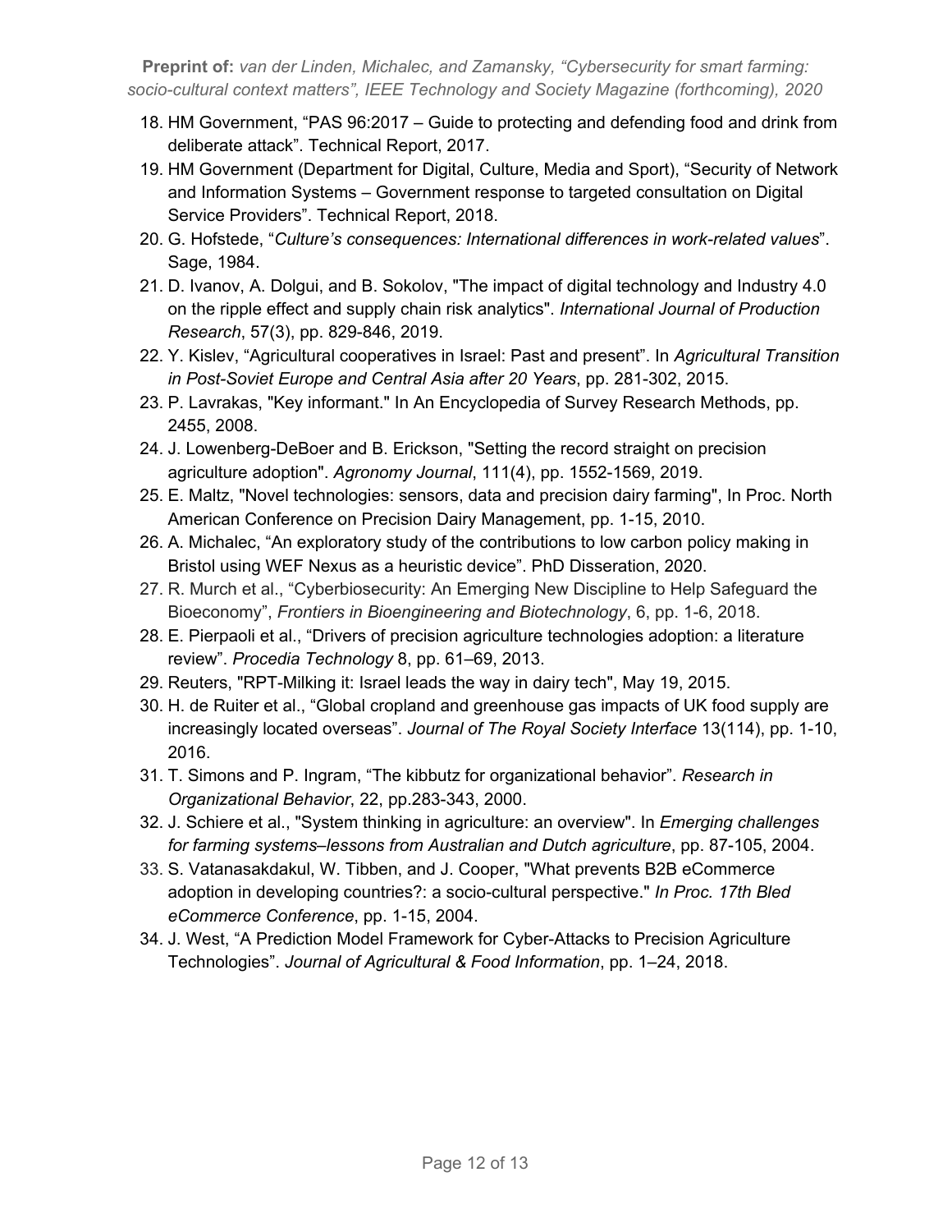18. HM Government, "PAS 96:2017 – Guide to protecting and defending food and drink from deliberate attack". Technical Report, 2017.
19. HM Government (Department for Digital, Culture, Media and Sport), "Security of Network and Information Systems – Government response to targeted consultation on Digital Service Providers". Technical Report, 2018.
20. G. Hofstede, "*Culture's consequences: International differences in work-related values*". Sage, 1984.
21. D. Ivanov, A. Dolgui, and B. Sokolov, "The impact of digital technology and Industry 4.0 on the ripple effect and supply chain risk analytics". *International Journal of Production Research*, 57(3), pp. 829-846, 2019.
22. Y. Kislev, "Agricultural cooperatives in Israel: Past and present". In *Agricultural Transition in Post-Soviet Europe and Central Asia after 20 Years*, pp. 281-302, 2015.
23. P. Lavrakas, "Key informant." In An Encyclopedia of Survey Research Methods, pp. 2455, 2008.
24. J. Lowenberg-DeBoer and B. Erickson, "Setting the record straight on precision agriculture adoption". *Agronomy Journal*, 111(4), pp. 1552-1569, 2019.
25. E. Maltz, "Novel technologies: sensors, data and precision dairy farming", In Proc. North American Conference on Precision Dairy Management, pp. 1-15, 2010.
26. A. Michalec, "An exploratory study of the contributions to low carbon policy making in Bristol using WEF Nexus as a heuristic device". PhD Disseration, 2020.
27. R. Murch et al., "Cyberbiosecurity: An Emerging New Discipline to Help Safeguard the Bioeconomy", *Frontiers in Bioengineering and Biotechnology*, 6, pp. 1-6, 2018.
28. E. Pierpaoli et al., "Drivers of precision agriculture technologies adoption: a literature review". *Procedia Technology* 8, pp. 61–69, 2013.
29. Reuters, "RPT-Milking it: Israel leads the way in dairy tech", May 19, 2015.
30. H. de Ruiter et al., "Global cropland and greenhouse gas impacts of UK food supply are increasingly located overseas". *Journal of The Royal Society Interface* 13(114), pp. 1-10, 2016.
31. T. Simons and P. Ingram, "The kibbutz for organizational behavior". *Research in Organizational Behavior*, 22, pp.283-343, 2000.
32. J. Schiere et al., "System thinking in agriculture: an overview". In *Emerging challenges for farming systems–lessons from Australian and Dutch agriculture*, pp. 87-105, 2004.
33. S. Vatanasakdakul, W. Tibben, and J. Cooper, "What prevents B2B eCommerce adoption in developing countries?: a socio-cultural perspective." *In Proc. 17th Bled eCommerce Conference*, pp. 1-15, 2004.
34. J. West, "A Prediction Model Framework for Cyber-Attacks to Precision Agriculture Technologies". *Journal of Agricultural & Food Information*, pp. 1–24, 2018.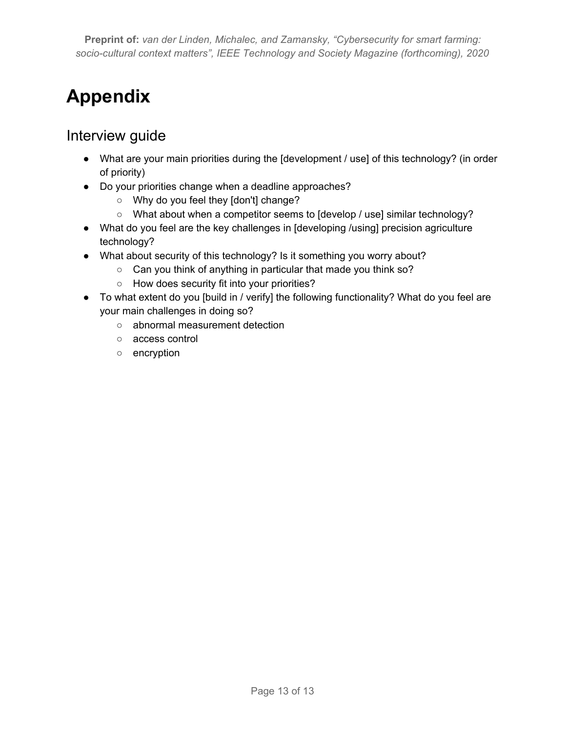# Appendix

## Interview guide

- What are your main priorities during the [development / use] of this technology? (in order of priority)
- Do your priorities change when a deadline approaches?
  - Why do you feel they [don't] change?
  - What about when a competitor seems to [develop / use] similar technology?
- What do you feel are the key challenges in [developing /using] precision agriculture technology?
- What about security of this technology? Is it something you worry about?
  - Can you think of anything in particular that made you think so?
  - How does security fit into your priorities?
- To what extent do you [build in / verify] the following functionality? What do you feel are your main challenges in doing so?
  - abnormal measurement detection
  - access control
  - encryption